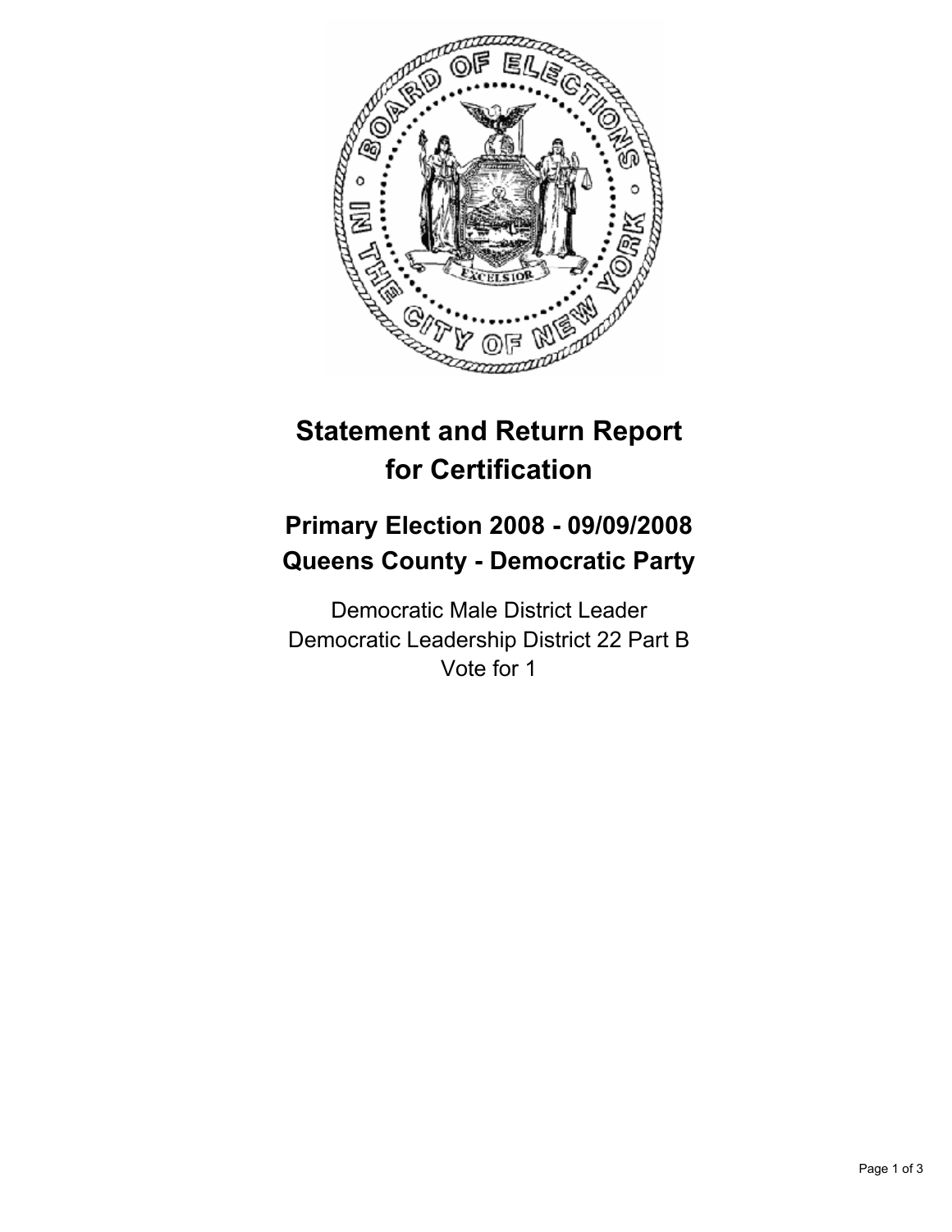# Statement and Return Report for Certification

## Primary Election 2008 - 09/09/2008
## Queens County - Democratic Party

Democratic Male District Leader
Democratic Leadership District 22 Part B
Vote for 1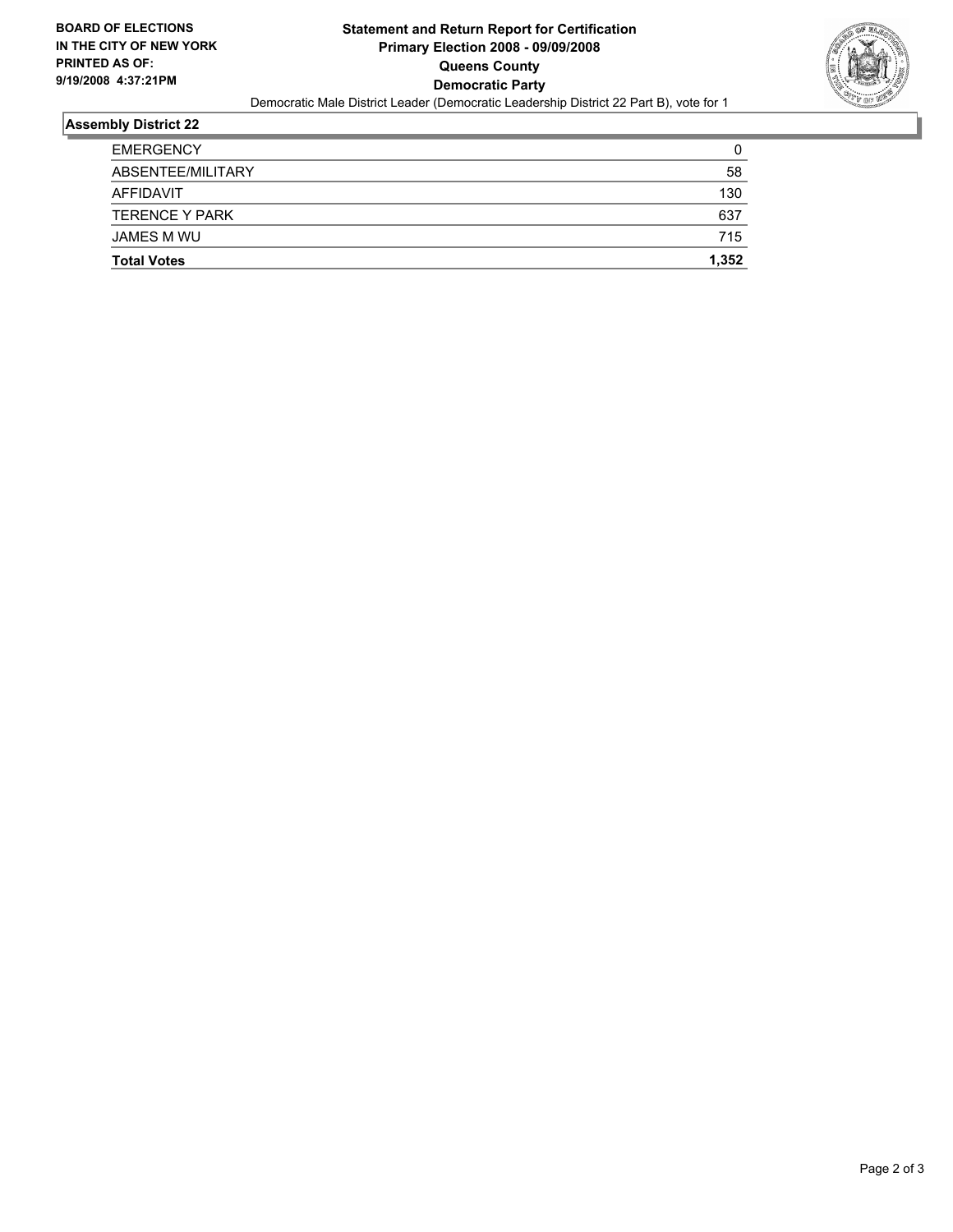**BOARD OF ELECTIONS IN THE CITY OF NEW YORK**
**PRINTED AS OF: 9/19/2008 4:37:21PM**

# Statement and Return Report for Certification
## Primary Election 2008 - 09/09/2008
## Queens County
## Democratic Party

Democratic Male District Leader (Democratic Leadership District 22 Part B), vote for 1

### Assembly District 22

| | |
|---|---|
| EMERGENCY | 0 |
| ABSENTEE/MILITARY | 58 |
| AFFIDAVIT | 130 |
| TERENCE Y PARK | 637 |
| JAMES M WU | 715 |
| **Total Votes** | **1,352** |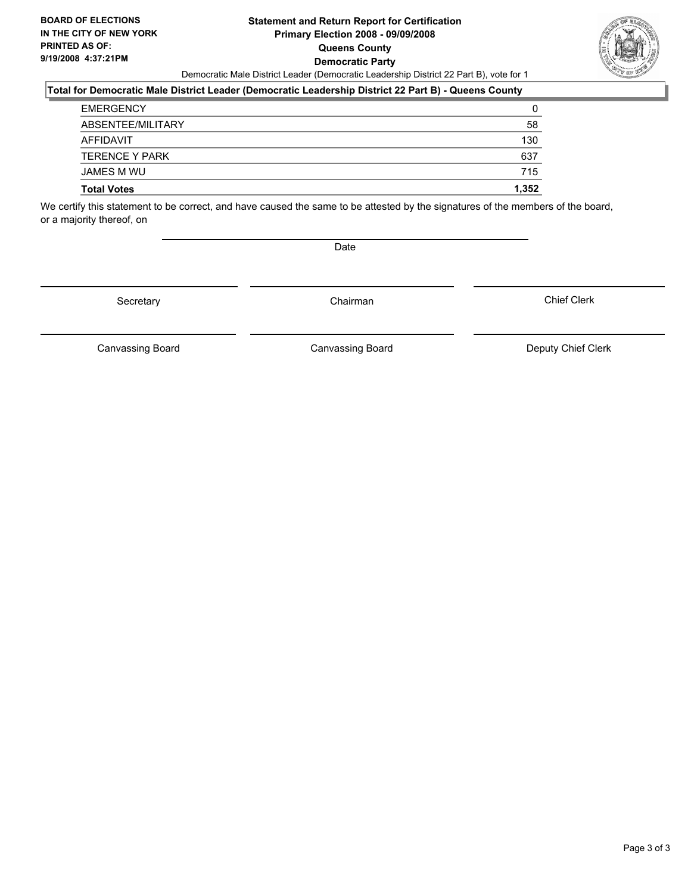**BOARD OF ELECTIONS IN THE CITY OF NEW YORK PRINTED AS OF: 9/19/2008 4:37:21PM**

**Statement and Return Report for Certification**
**Primary Election 2008 - 09/09/2008**
**Queens County**
**Democratic Party**

Democratic Male District Leader (Democratic Leadership District 22 Part B), vote for 1

**Total for Democratic Male District Leader (Democratic Leadership District 22 Part B) - Queens County**

| | |
|---|---|
| EMERGENCY | 0 |
| ABSENTEE/MILITARY | 58 |
| AFFIDAVIT | 130 |
| TERENCE Y PARK | 637 |
| JAMES M WU | 715 |
| **Total Votes** | **1,352** |

We certify this statement to be correct, and have caused the same to be attested by the signatures of the members of the board, or a majority thereof, on

Date

Secretary

Chairman

Chief Clerk

Canvassing Board

Canvassing Board

Deputy Chief Clerk